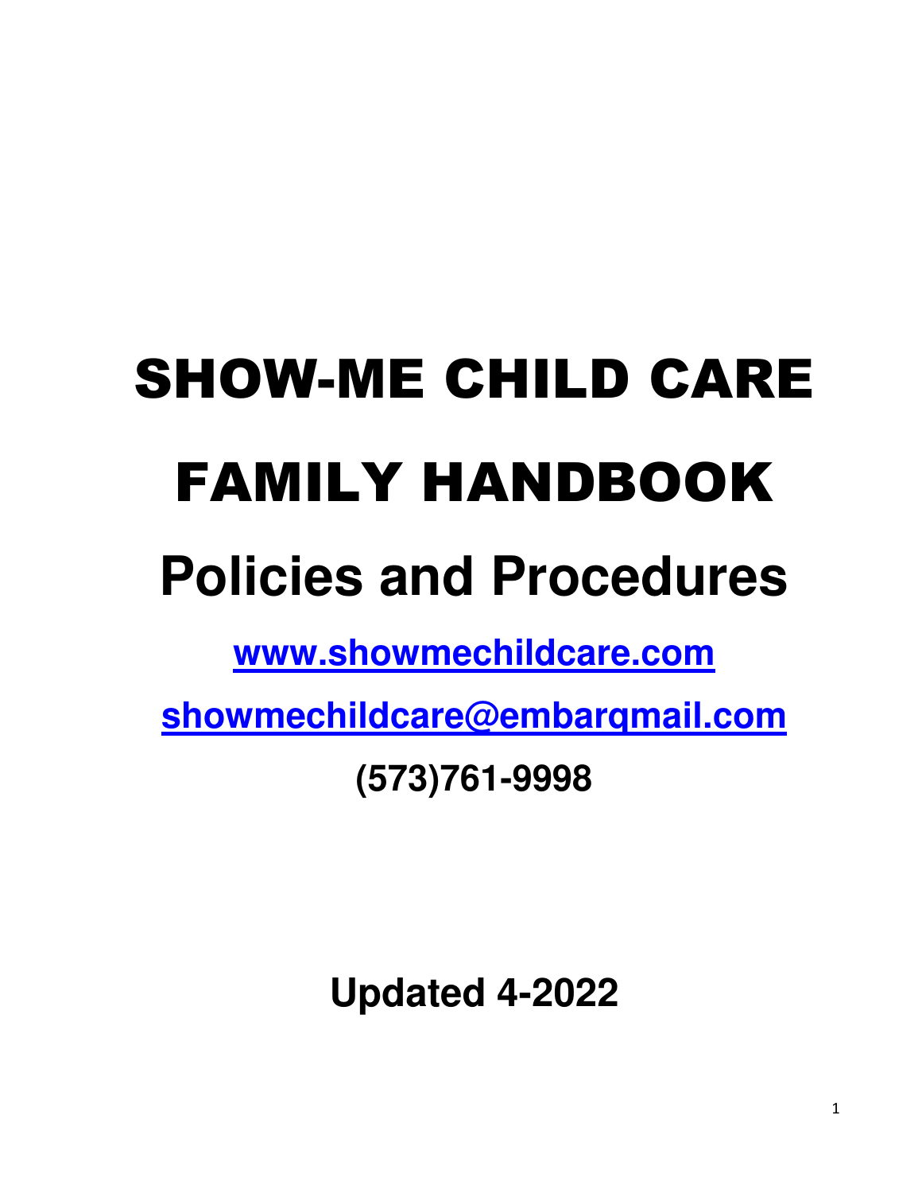# SHOW-ME CHILD CARE FAMILY HANDBOOK

## Policies and Procedures

**www.showmechildcare.com**

**showmechildcare@embarqmail.com**

**(573)761-9998**

**Updated 4-2022**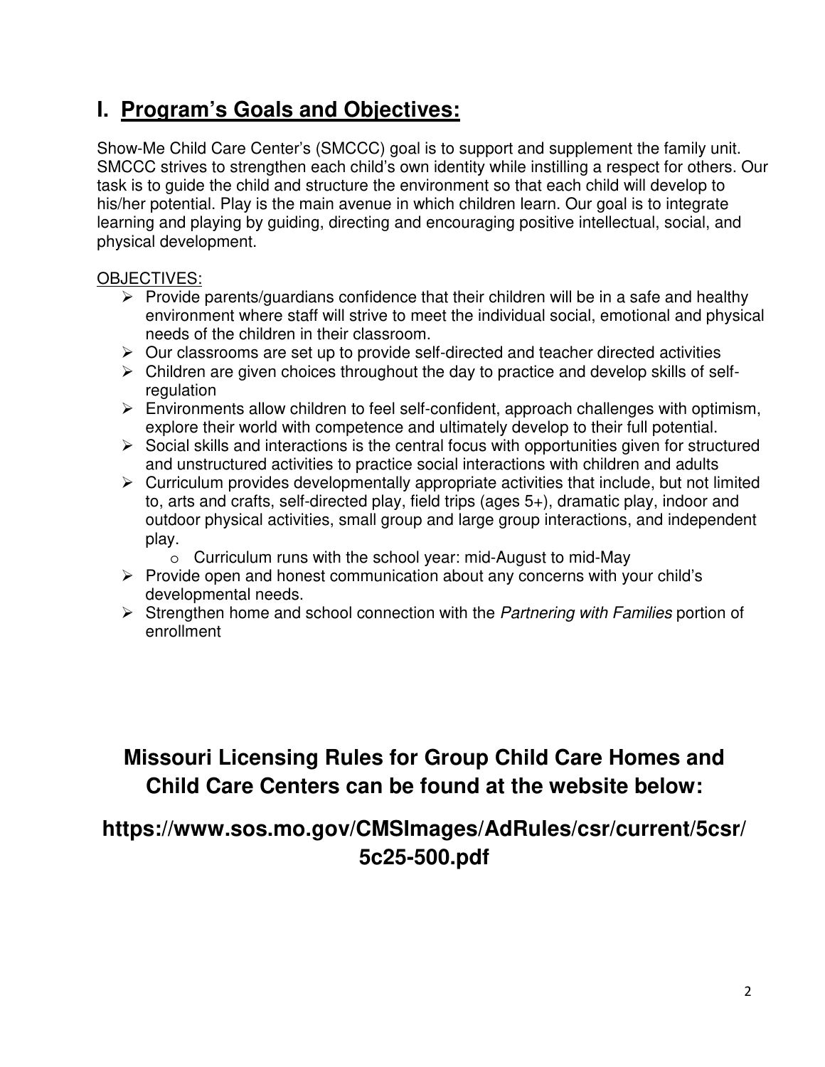# I. Program's Goals and Objectives:

Show-Me Child Care Center's (SMCCC) goal is to support and supplement the family unit. SMCCC strives to strengthen each child's own identity while instilling a respect for others. Our task is to guide the child and structure the environment so that each child will develop to his/her potential. Play is the main avenue in which children learn. Our goal is to integrate learning and playing by guiding, directing and encouraging positive intellectual, social, and physical development.

OBJECTIVES:

- Provide parents/guardians confidence that their children will be in a safe and healthy environment where staff will strive to meet the individual social, emotional and physical needs of the children in their classroom.
- Our classrooms are set up to provide self-directed and teacher directed activities
- Children are given choices throughout the day to practice and develop skills of self-regulation
- Environments allow children to feel self-confident, approach challenges with optimism, explore their world with competence and ultimately develop to their full potential.
- Social skills and interactions is the central focus with opportunities given for structured and unstructured activities to practice social interactions with children and adults
- Curriculum provides developmentally appropriate activities that include, but not limited to, arts and crafts, self-directed play, field trips (ages 5+), dramatic play, indoor and outdoor physical activities, small group and large group interactions, and independent play.
  - Curriculum runs with the school year: mid-August to mid-May
- Provide open and honest communication about any concerns with your child's developmental needs.
- Strengthen home and school connection with the *Partnering with Families* portion of enrollment

**Missouri Licensing Rules for Group Child Care Homes and Child Care Centers can be found at the website below:**

**https://www.sos.mo.gov/CMSImages/AdRules/csr/current/5csr/5c25-500.pdf**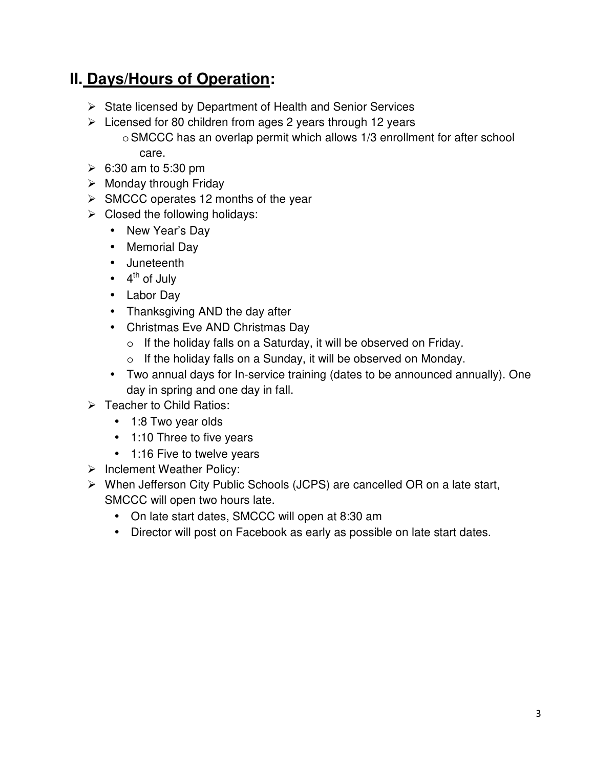## II. Days/Hours of Operation:

- State licensed by Department of Health and Senior Services
- Licensed for 80 children from ages 2 years through 12 years
  - SMCCC has an overlap permit which allows 1/3 enrollment for after school care.
- 6:30 am to 5:30 pm
- Monday through Friday
- SMCCC operates 12 months of the year
- Closed the following holidays:
  - New Year's Day
  - Memorial Day
  - Juneteenth
  - 4th of July
  - Labor Day
  - Thanksgiving AND the day after
  - Christmas Eve AND Christmas Day
    - If the holiday falls on a Saturday, it will be observed on Friday.
    - If the holiday falls on a Sunday, it will be observed on Monday.
  - Two annual days for In-service training (dates to be announced annually). One day in spring and one day in fall.
- Teacher to Child Ratios:
  - 1:8 Two year olds
  - 1:10 Three to five years
  - 1:16 Five to twelve years
- Inclement Weather Policy:
- When Jefferson City Public Schools (JCPS) are cancelled OR on a late start, SMCCC will open two hours late.
  - On late start dates, SMCCC will open at 8:30 am
  - Director will post on Facebook as early as possible on late start dates.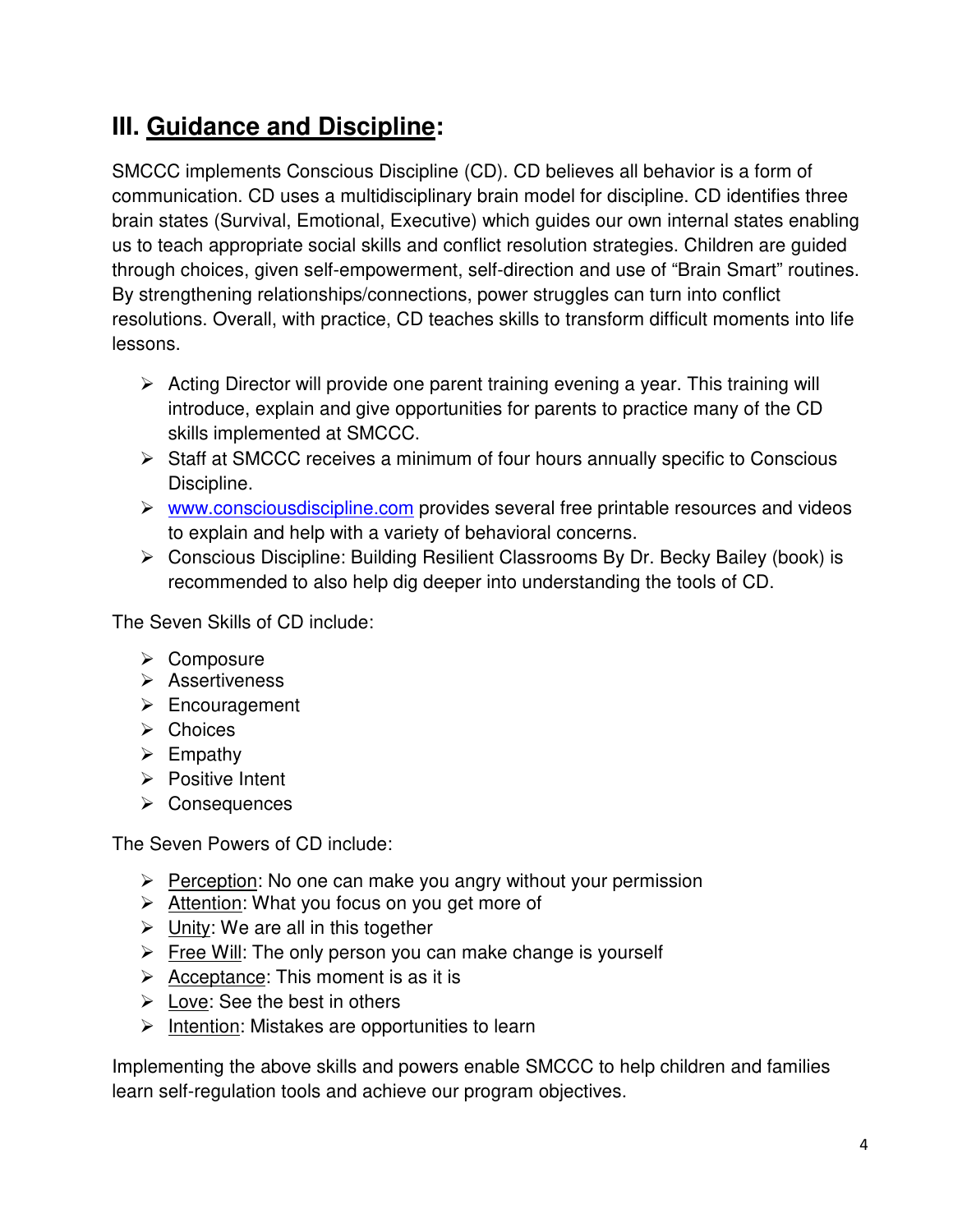## III. <u>Guidance and Discipline</u>:

SMCCC implements Conscious Discipline (CD). CD believes all behavior is a form of communication. CD uses a multidisciplinary brain model for discipline. CD identifies three brain states (Survival, Emotional, Executive) which guides our own internal states enabling us to teach appropriate social skills and conflict resolution strategies. Children are guided through choices, given self-empowerment, self-direction and use of "Brain Smart" routines. By strengthening relationships/connections, power struggles can turn into conflict resolutions. Overall, with practice, CD teaches skills to transform difficult moments into life lessons.

- Acting Director will provide one parent training evening a year. This training will introduce, explain and give opportunities for parents to practice many of the CD skills implemented at SMCCC.
- Staff at SMCCC receives a minimum of four hours annually specific to Conscious Discipline.
- [www.consciousdiscipline.com](http://www.consciousdiscipline.com) provides several free printable resources and videos to explain and help with a variety of behavioral concerns.
- Conscious Discipline: Building Resilient Classrooms By Dr. Becky Bailey (book) is recommended to also help dig deeper into understanding the tools of CD.

The Seven Skills of CD include:

- Composure
- Assertiveness
- Encouragement
- Choices
- Empathy
- Positive Intent
- Consequences

The Seven Powers of CD include:

- <u>Perception</u>: No one can make you angry without your permission
- <u>Attention</u>: What you focus on you get more of
- <u>Unity</u>: We are all in this together
- <u>Free Will</u>: The only person you can make change is yourself
- <u>Acceptance</u>: This moment is as it is
- <u>Love</u>: See the best in others
- <u>Intention</u>: Mistakes are opportunities to learn

Implementing the above skills and powers enable SMCCC to help children and families learn self-regulation tools and achieve our program objectives.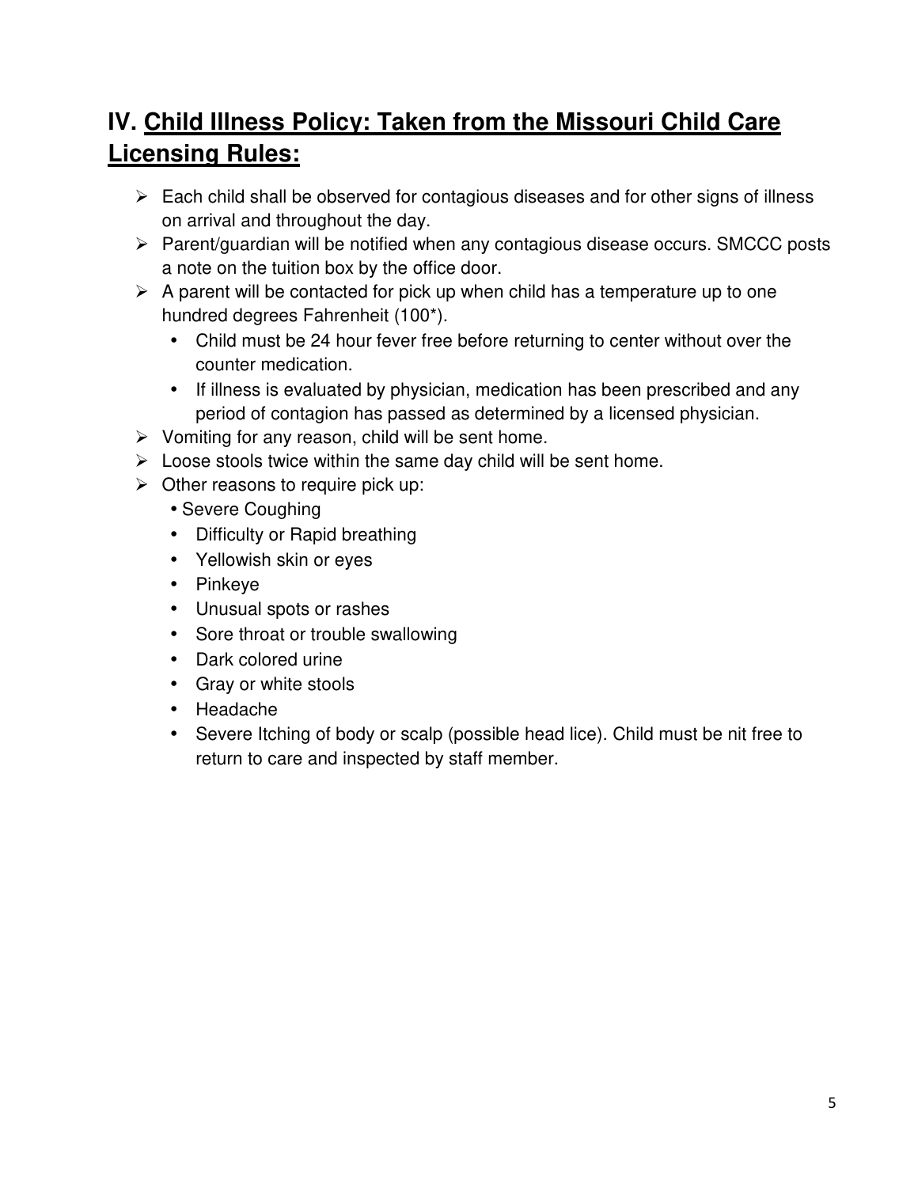## IV. Child Illness Policy: Taken from the Missouri Child Care Licensing Rules:

- Each child shall be observed for contagious diseases and for other signs of illness on arrival and throughout the day.
- Parent/guardian will be notified when any contagious disease occurs. SMCCC posts a note on the tuition box by the office door.
- A parent will be contacted for pick up when child has a temperature up to one hundred degrees Fahrenheit (100*).
  - Child must be 24 hour fever free before returning to center without over the counter medication.
  - If illness is evaluated by physician, medication has been prescribed and any period of contagion has passed as determined by a licensed physician.
- Vomiting for any reason, child will be sent home.
- Loose stools twice within the same day child will be sent home.
- Other reasons to require pick up:
  - Severe Coughing
  - Difficulty or Rapid breathing
  - Yellowish skin or eyes
  - Pinkeye
  - Unusual spots or rashes
  - Sore throat or trouble swallowing
  - Dark colored urine
  - Gray or white stools
  - Headache
  - Severe Itching of body or scalp (possible head lice). Child must be nit free to return to care and inspected by staff member.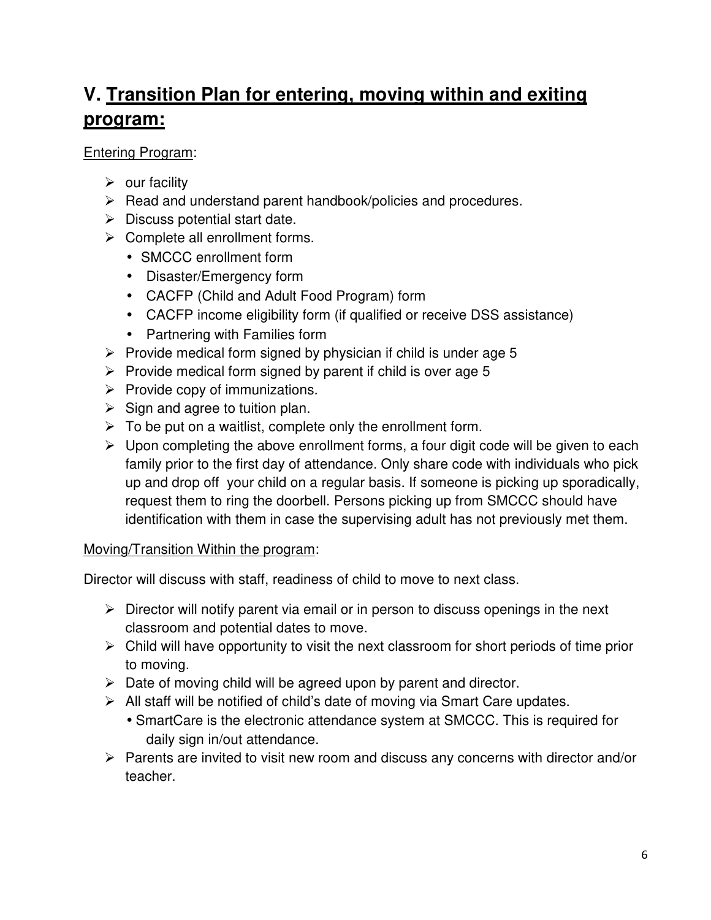## V. <u>Transition Plan for entering, moving within and exiting program:</u>

<u>Entering Program</u>:

- our facility
- Read and understand parent handbook/policies and procedures.
- Discuss potential start date.
- Complete all enrollment forms.
  - SMCCC enrollment form
  - Disaster/Emergency form
  - CACFP (Child and Adult Food Program) form
  - CACFP income eligibility form (if qualified or receive DSS assistance)
  - Partnering with Families form
- Provide medical form signed by physician if child is under age 5
- Provide medical form signed by parent if child is over age 5
- Provide copy of immunizations.
- Sign and agree to tuition plan.
- To be put on a waitlist, complete only the enrollment form.
- Upon completing the above enrollment forms, a four digit code will be given to each family prior to the first day of attendance. Only share code with individuals who pick up and drop off your child on a regular basis. If someone is picking up sporadically, request them to ring the doorbell. Persons picking up from SMCCC should have identification with them in case the supervising adult has not previously met them.

<u>Moving/Transition Within the program</u>:

Director will discuss with staff, readiness of child to move to next class.

- Director will notify parent via email or in person to discuss openings in the next classroom and potential dates to move.
- Child will have opportunity to visit the next classroom for short periods of time prior to moving.
- Date of moving child will be agreed upon by parent and director.
- All staff will be notified of child's date of moving via Smart Care updates.
  - SmartCare is the electronic attendance system at SMCCC. This is required for daily sign in/out attendance.
- Parents are invited to visit new room and discuss any concerns with director and/or teacher.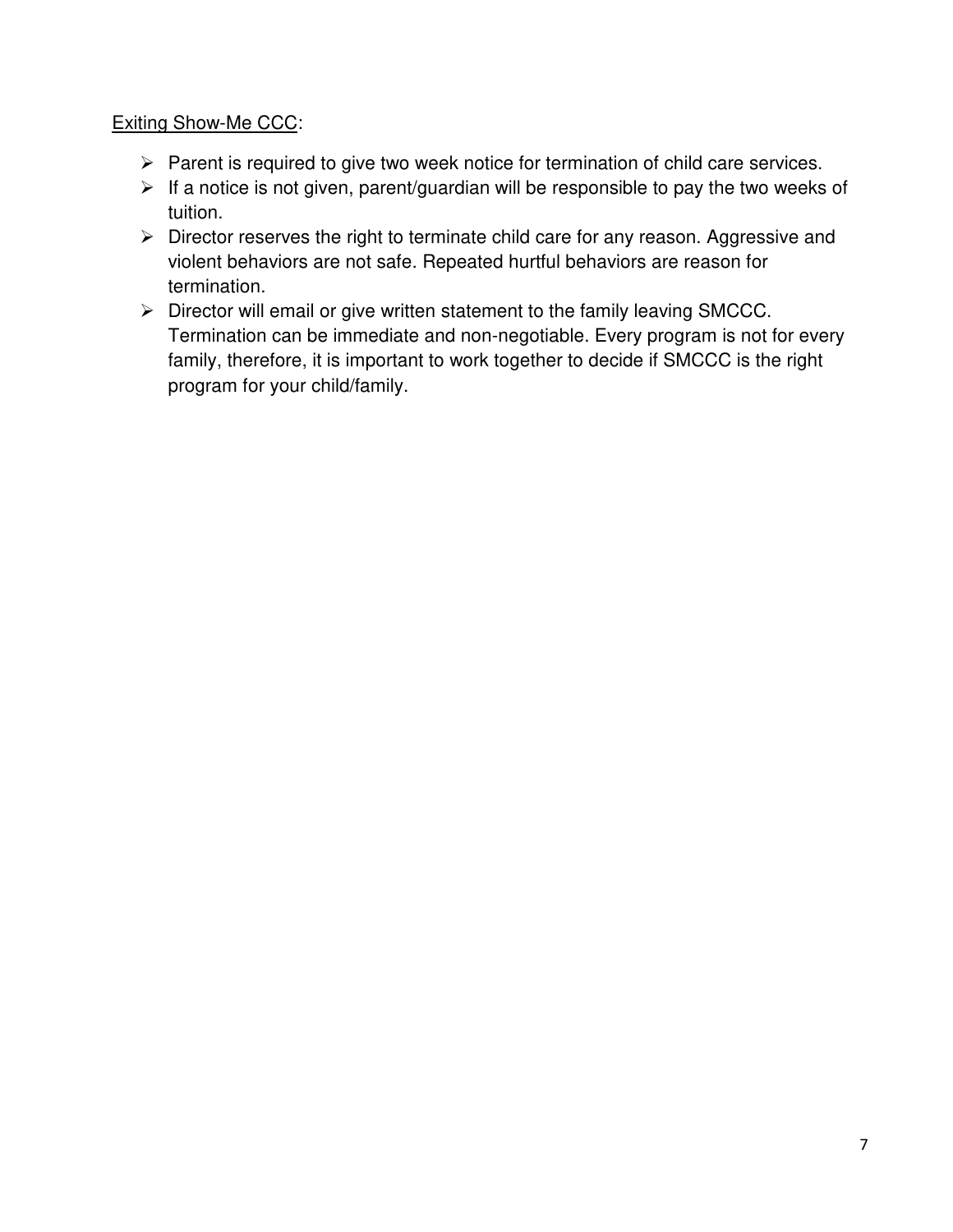<u>Exiting Show-Me CCC</u>:

- Parent is required to give two week notice for termination of child care services.
- If a notice is not given, parent/guardian will be responsible to pay the two weeks of tuition.
- Director reserves the right to terminate child care for any reason. Aggressive and violent behaviors are not safe. Repeated hurtful behaviors are reason for termination.
- Director will email or give written statement to the family leaving SMCCC. Termination can be immediate and non-negotiable. Every program is not for every family, therefore, it is important to work together to decide if SMCCC is the right program for your child/family.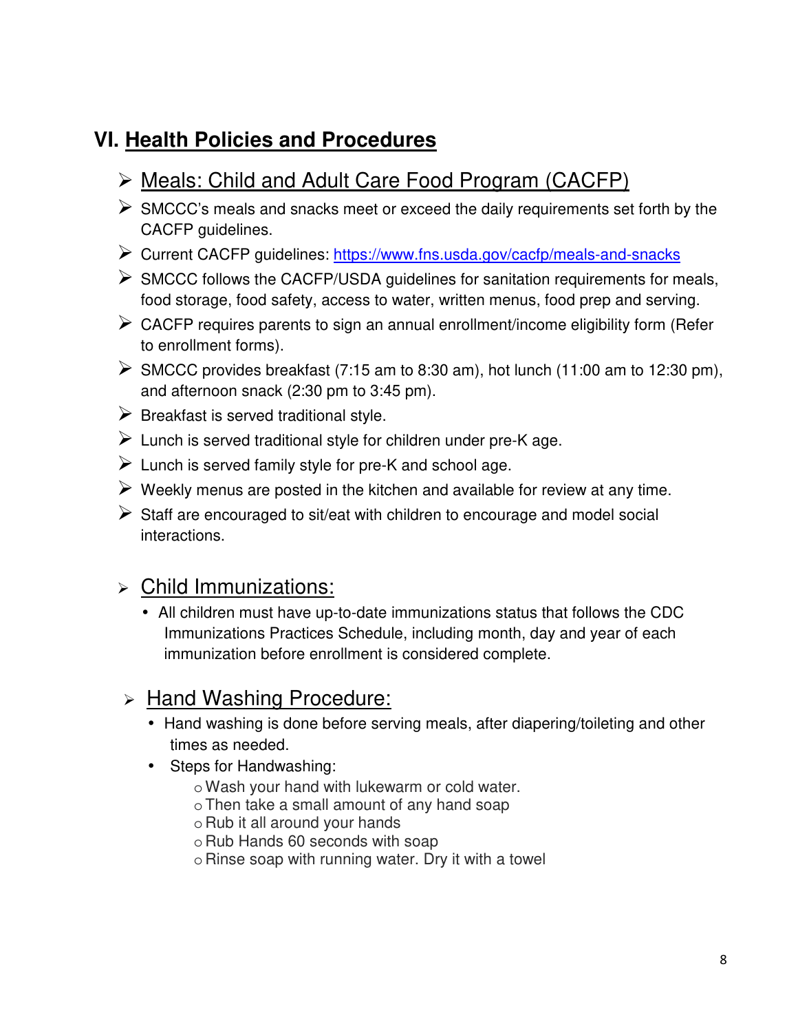## VI. Health Policies and Procedures

- Meals: Child and Adult Care Food Program (CACFP)
- SMCCC's meals and snacks meet or exceed the daily requirements set forth by the CACFP guidelines.
- Current CACFP guidelines: [https://www.fns.usda.gov/cacfp/meals-and-snacks](https://www.fns.usda.gov/cacfp/meals-and-snacks)
- SMCCC follows the CACFP/USDA guidelines for sanitation requirements for meals, food storage, food safety, access to water, written menus, food prep and serving.
- CACFP requires parents to sign an annual enrollment/income eligibility form (Refer to enrollment forms).
- SMCCC provides breakfast (7:15 am to 8:30 am), hot lunch (11:00 am to 12:30 pm), and afternoon snack (2:30 pm to 3:45 pm).
- Breakfast is served traditional style.
- Lunch is served traditional style for children under pre-K age.
- Lunch is served family style for pre-K and school age.
- Weekly menus are posted in the kitchen and available for review at any time.
- Staff are encouraged to sit/eat with children to encourage and model social interactions.

### Child Immunizations:

- All children must have up-to-date immunizations status that follows the CDC Immunizations Practices Schedule, including month, day and year of each immunization before enrollment is considered complete.

### Hand Washing Procedure:

- Hand washing is done before serving meals, after diapering/toileting and other times as needed.
- Steps for Handwashing:
  - Wash your hand with lukewarm or cold water.
  - Then take a small amount of any hand soap
  - Rub it all around your hands
  - Rub Hands 60 seconds with soap
  - Rinse soap with running water. Dry it with a towel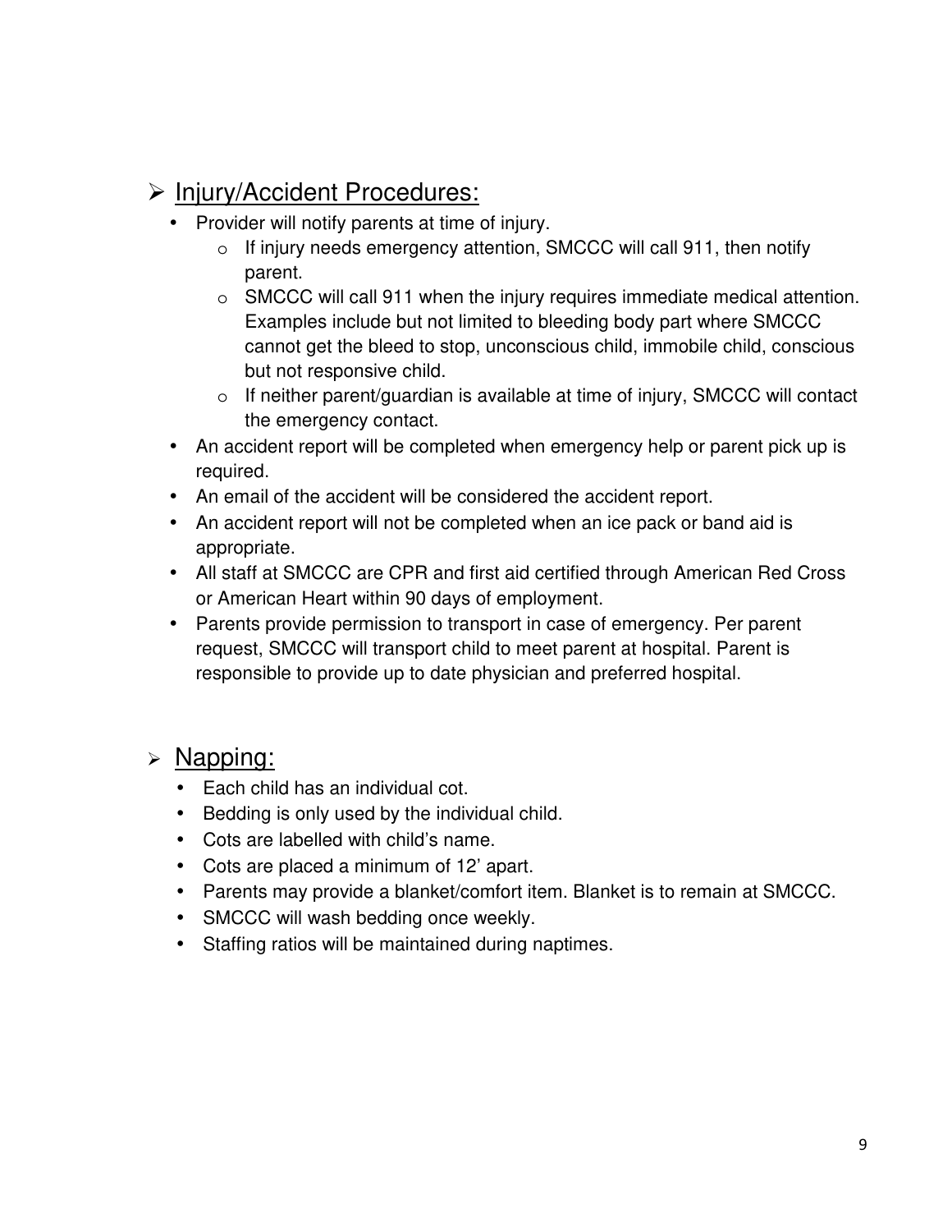## Injury/Accident Procedures:

- Provider will notify parents at time of injury.
  - If injury needs emergency attention, SMCCC will call 911, then notify parent.
  - SMCCC will call 911 when the injury requires immediate medical attention. Examples include but not limited to bleeding body part where SMCCC cannot get the bleed to stop, unconscious child, immobile child, conscious but not responsive child.
  - If neither parent/guardian is available at time of injury, SMCCC will contact the emergency contact.
- An accident report will be completed when emergency help or parent pick up is required.
- An email of the accident will be considered the accident report.
- An accident report will not be completed when an ice pack or band aid is appropriate.
- All staff at SMCCC are CPR and first aid certified through American Red Cross or American Heart within 90 days of employment.
- Parents provide permission to transport in case of emergency. Per parent request, SMCCC will transport child to meet parent at hospital. Parent is responsible to provide up to date physician and preferred hospital.

## Napping:

- Each child has an individual cot.
- Bedding is only used by the individual child.
- Cots are labelled with child's name.
- Cots are placed a minimum of 12' apart.
- Parents may provide a blanket/comfort item. Blanket is to remain at SMCCC.
- SMCCC will wash bedding once weekly.
- Staffing ratios will be maintained during naptimes.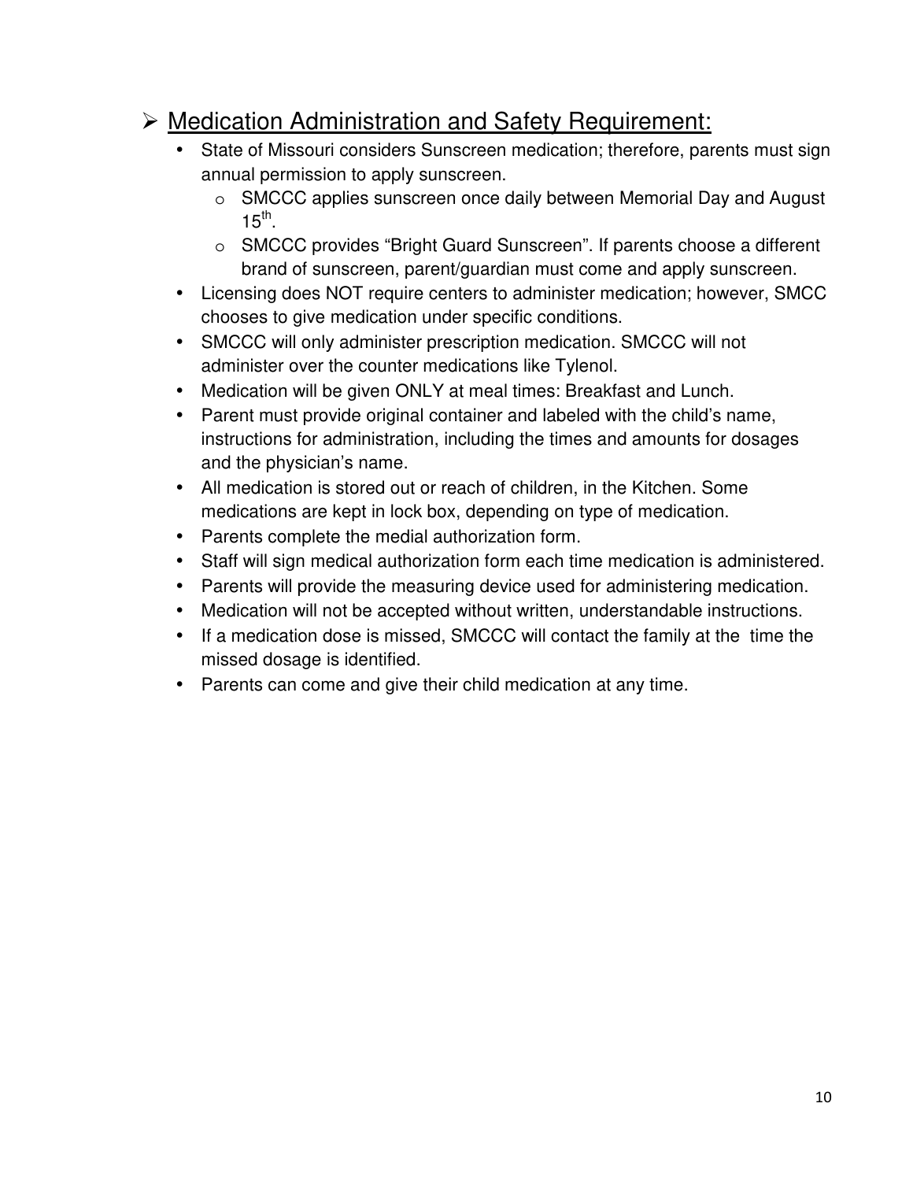## Medication Administration and Safety Requirement:

- State of Missouri considers Sunscreen medication; therefore, parents must sign annual permission to apply sunscreen.
  - SMCCC applies sunscreen once daily between Memorial Day and August 15th.
  - SMCCC provides “Bright Guard Sunscreen”. If parents choose a different brand of sunscreen, parent/guardian must come and apply sunscreen.
- Licensing does NOT require centers to administer medication; however, SMCC chooses to give medication under specific conditions.
- SMCCC will only administer prescription medication. SMCCC will not administer over the counter medications like Tylenol.
- Medication will be given ONLY at meal times: Breakfast and Lunch.
- Parent must provide original container and labeled with the child’s name, instructions for administration, including the times and amounts for dosages and the physician’s name.
- All medication is stored out or reach of children, in the Kitchen. Some medications are kept in lock box, depending on type of medication.
- Parents complete the medial authorization form.
- Staff will sign medical authorization form each time medication is administered.
- Parents will provide the measuring device used for administering medication.
- Medication will not be accepted without written, understandable instructions.
- If a medication dose is missed, SMCCC will contact the family at the time the missed dosage is identified.
- Parents can come and give their child medication at any time.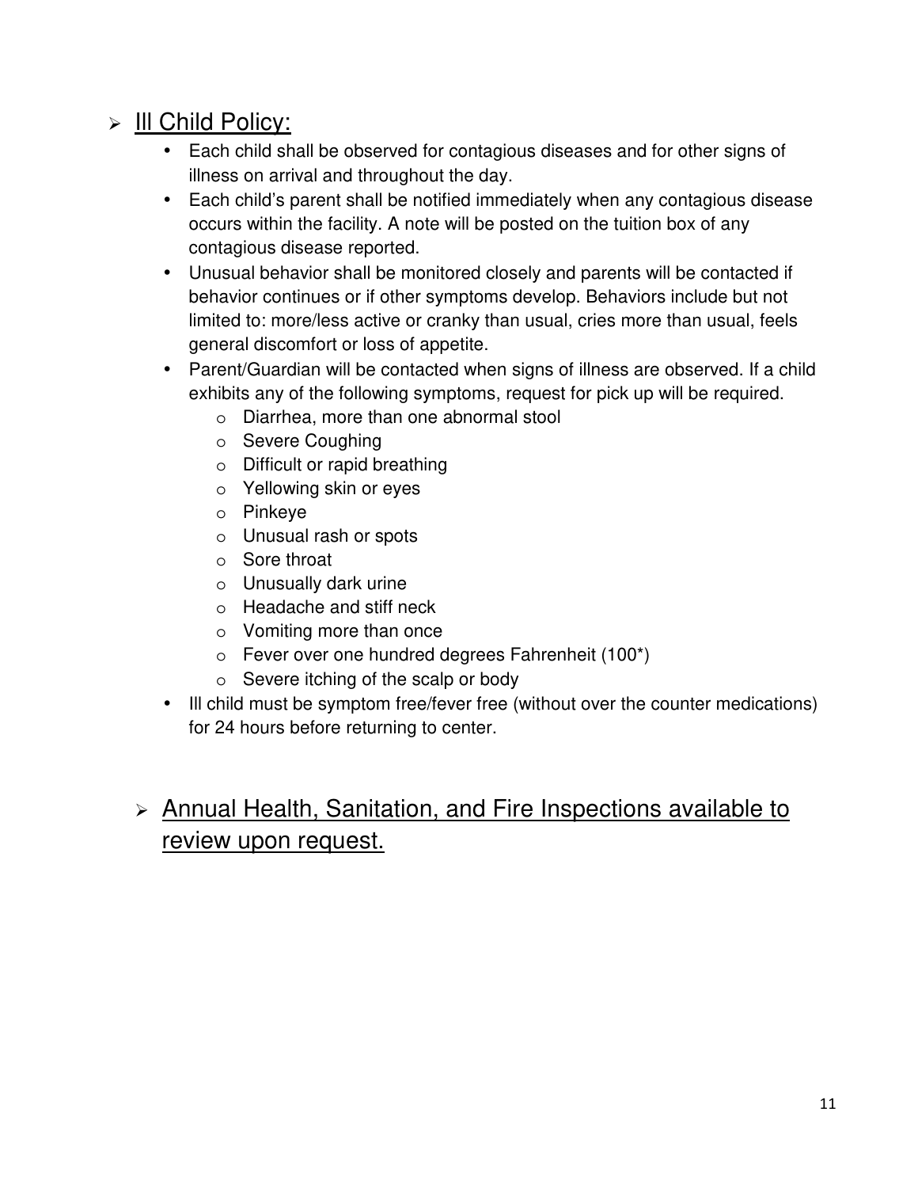## Ill Child Policy:

- Each child shall be observed for contagious diseases and for other signs of illness on arrival and throughout the day.
- Each child's parent shall be notified immediately when any contagious disease occurs within the facility. A note will be posted on the tuition box of any contagious disease reported.
- Unusual behavior shall be monitored closely and parents will be contacted if behavior continues or if other symptoms develop. Behaviors include but not limited to: more/less active or cranky than usual, cries more than usual, feels general discomfort or loss of appetite.
- Parent/Guardian will be contacted when signs of illness are observed. If a child exhibits any of the following symptoms, request for pick up will be required.
    - Diarrhea, more than one abnormal stool
    - Severe Coughing
    - Difficult or rapid breathing
    - Yellowing skin or eyes
    - Pinkeye
    - Unusual rash or spots
    - Sore throat
    - Unusually dark urine
    - Headache and stiff neck
    - Vomiting more than once
    - Fever over one hundred degrees Fahrenheit (100*)
    - Severe itching of the scalp or body
- Ill child must be symptom free/fever free (without over the counter medications) for 24 hours before returning to center.

## Annual Health, Sanitation, and Fire Inspections available to review upon request.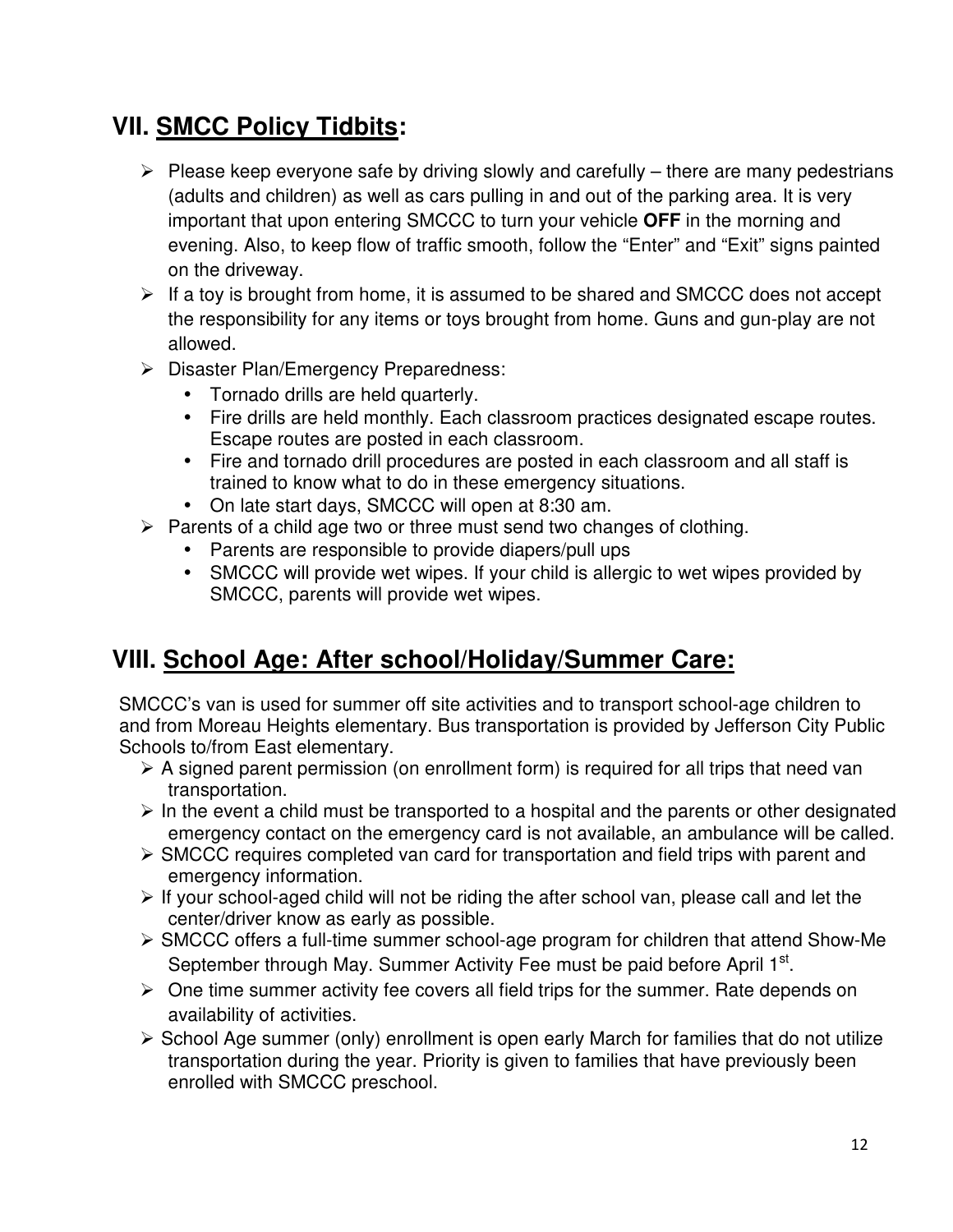## VII. <u>SMCC Policy Tidbits</u>:

- Please keep everyone safe by driving slowly and carefully – there are many pedestrians (adults and children) as well as cars pulling in and out of the parking area. It is very important that upon entering SMCCC to turn your vehicle **OFF** in the morning and evening. Also, to keep flow of traffic smooth, follow the "Enter" and "Exit" signs painted on the driveway.
- If a toy is brought from home, it is assumed to be shared and SMCCC does not accept the responsibility for any items or toys brought from home. Guns and gun-play are not allowed.
- Disaster Plan/Emergency Preparedness:
  - Tornado drills are held quarterly.
  - Fire drills are held monthly. Each classroom practices designated escape routes. Escape routes are posted in each classroom.
  - Fire and tornado drill procedures are posted in each classroom and all staff is trained to know what to do in these emergency situations.
  - On late start days, SMCCC will open at 8:30 am.
- Parents of a child age two or three must send two changes of clothing.
  - Parents are responsible to provide diapers/pull ups
  - SMCCC will provide wet wipes. If your child is allergic to wet wipes provided by SMCCC, parents will provide wet wipes.

## VIII. <u>School Age: After school/Holiday/Summer Care:</u>

SMCCC's van is used for summer off site activities and to transport school-age children to and from Moreau Heights elementary. Bus transportation is provided by Jefferson City Public Schools to/from East elementary.

- A signed parent permission (on enrollment form) is required for all trips that need van transportation.
- In the event a child must be transported to a hospital and the parents or other designated emergency contact on the emergency card is not available, an ambulance will be called.
- SMCCC requires completed van card for transportation and field trips with parent and emergency information.
- If your school-aged child will not be riding the after school van, please call and let the center/driver know as early as possible.
- SMCCC offers a full-time summer school-age program for children that attend Show-Me September through May. Summer Activity Fee must be paid before April 1st.
- One time summer activity fee covers all field trips for the summer. Rate depends on availability of activities.
- School Age summer (only) enrollment is open early March for families that do not utilize transportation during the year. Priority is given to families that have previously been enrolled with SMCCC preschool.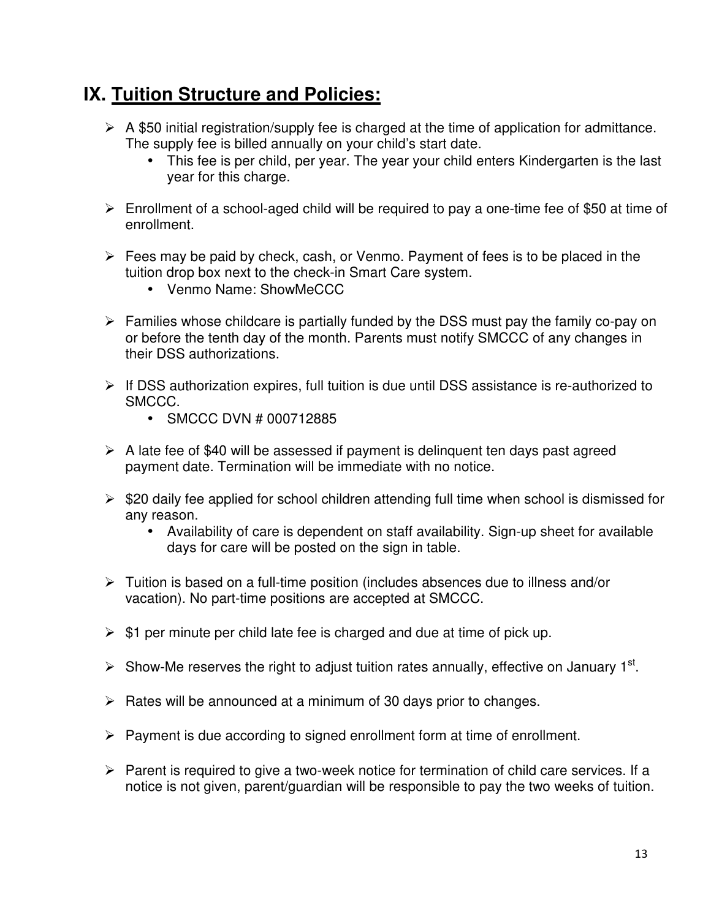## IX. <u>Tuition Structure and Policies:</u>

- A $50 initial registration/supply fee is charged at the time of application for admittance. The supply fee is billed annually on your child's start date.
  - This fee is per child, per year. The year your child enters Kindergarten is the last year for this charge.

- Enrollment of a school-aged child will be required to pay a one-time fee of $50 at time of enrollment.

- Fees may be paid by check, cash, or Venmo. Payment of fees is to be placed in the tuition drop box next to the check-in Smart Care system.
  - Venmo Name: ShowMeCCC

- Families whose childcare is partially funded by the DSS must pay the family co-pay on or before the tenth day of the month. Parents must notify SMCCC of any changes in their DSS authorizations.

- If DSS authorization expires, full tuition is due until DSS assistance is re-authorized to SMCCC.
  - SMCCC DVN # 000712885

- A late fee of $40 will be assessed if payment is delinquent ten days past agreed payment date. Termination will be immediate with no notice.

- $20 daily fee applied for school children attending full time when school is dismissed for any reason.
  - Availability of care is dependent on staff availability. Sign-up sheet for available days for care will be posted on the sign in table.

- Tuition is based on a full-time position (includes absences due to illness and/or vacation). No part-time positions are accepted at SMCCC.

- $1 per minute per child late fee is charged and due at time of pick up.

- Show-Me reserves the right to adjust tuition rates annually, effective on January 1st.

- Rates will be announced at a minimum of 30 days prior to changes.

- Payment is due according to signed enrollment form at time of enrollment.

- Parent is required to give a two-week notice for termination of child care services. If a notice is not given, parent/guardian will be responsible to pay the two weeks of tuition.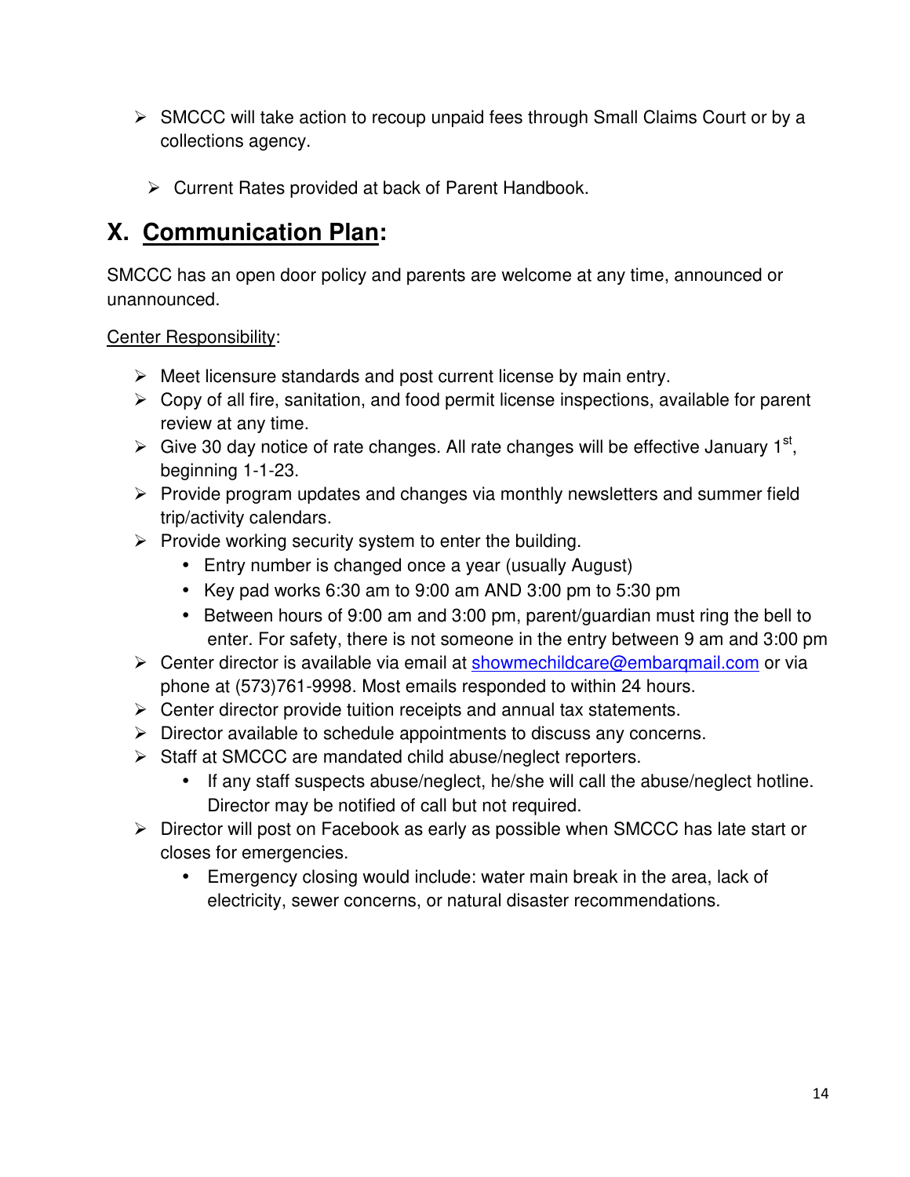- SMCCC will take action to recoup unpaid fees through Small Claims Court or by a collections agency.
- Current Rates provided at back of Parent Handbook.

## X. <u>Communication Plan</u>:

SMCCC has an open door policy and parents are welcome at any time, announced or unannounced.

<u>Center Responsibility</u>:

- Meet licensure standards and post current license by main entry.
- Copy of all fire, sanitation, and food permit license inspections, available for parent review at any time.
- Give 30 day notice of rate changes. All rate changes will be effective January 1st, beginning 1-1-23.
- Provide program updates and changes via monthly newsletters and summer field trip/activity calendars.
- Provide working security system to enter the building.
  - Entry number is changed once a year (usually August)
  - Key pad works 6:30 am to 9:00 am AND 3:00 pm to 5:30 pm
  - Between hours of 9:00 am and 3:00 pm, parent/guardian must ring the bell to enter. For safety, there is not someone in the entry between 9 am and 3:00 pm
- Center director is available via email at showmechildcare@embarqmail.com or via phone at (573)761-9998. Most emails responded to within 24 hours.
- Center director provide tuition receipts and annual tax statements.
- Director available to schedule appointments to discuss any concerns.
- Staff at SMCCC are mandated child abuse/neglect reporters.
  - If any staff suspects abuse/neglect, he/she will call the abuse/neglect hotline. Director may be notified of call but not required.
- Director will post on Facebook as early as possible when SMCCC has late start or closes for emergencies.
  - Emergency closing would include: water main break in the area, lack of electricity, sewer concerns, or natural disaster recommendations.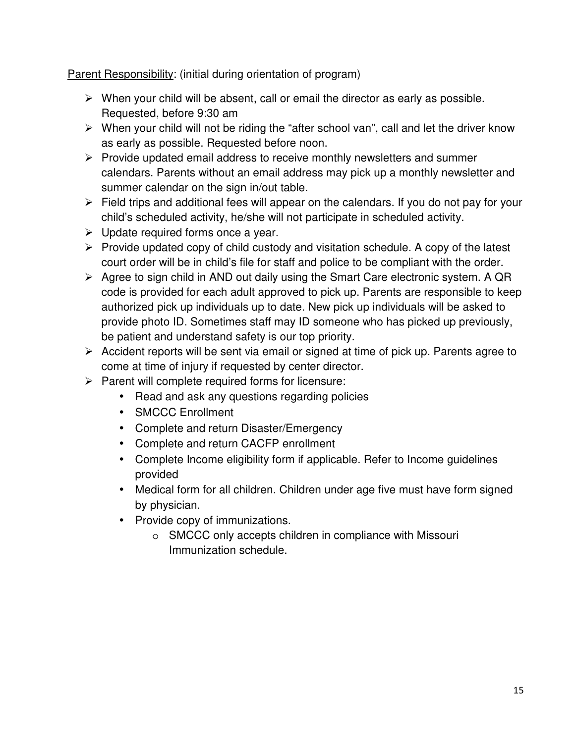<u>Parent Responsibility</u>: (initial during orientation of program)

- When your child will be absent, call or email the director as early as possible. Requested, before 9:30 am
- When your child will not be riding the "after school van", call and let the driver know as early as possible. Requested before noon.
- Provide updated email address to receive monthly newsletters and summer calendars. Parents without an email address may pick up a monthly newsletter and summer calendar on the sign in/out table.
- Field trips and additional fees will appear on the calendars. If you do not pay for your child's scheduled activity, he/she will not participate in scheduled activity.
- Update required forms once a year.
- Provide updated copy of child custody and visitation schedule. A copy of the latest court order will be in child's file for staff and police to be compliant with the order.
- Agree to sign child in AND out daily using the Smart Care electronic system. A QR code is provided for each adult approved to pick up. Parents are responsible to keep authorized pick up individuals up to date. New pick up individuals will be asked to provide photo ID. Sometimes staff may ID someone who has picked up previously, be patient and understand safety is our top priority.
- Accident reports will be sent via email or signed at time of pick up. Parents agree to come at time of injury if requested by center director.
- Parent will complete required forms for licensure:
  - Read and ask any questions regarding policies
  - SMCCC Enrollment
  - Complete and return Disaster/Emergency
  - Complete and return CACFP enrollment
  - Complete Income eligibility form if applicable. Refer to Income guidelines provided
  - Medical form for all children. Children under age five must have form signed by physician.
  - Provide copy of immunizations.
    - SMCCC only accepts children in compliance with Missouri Immunization schedule.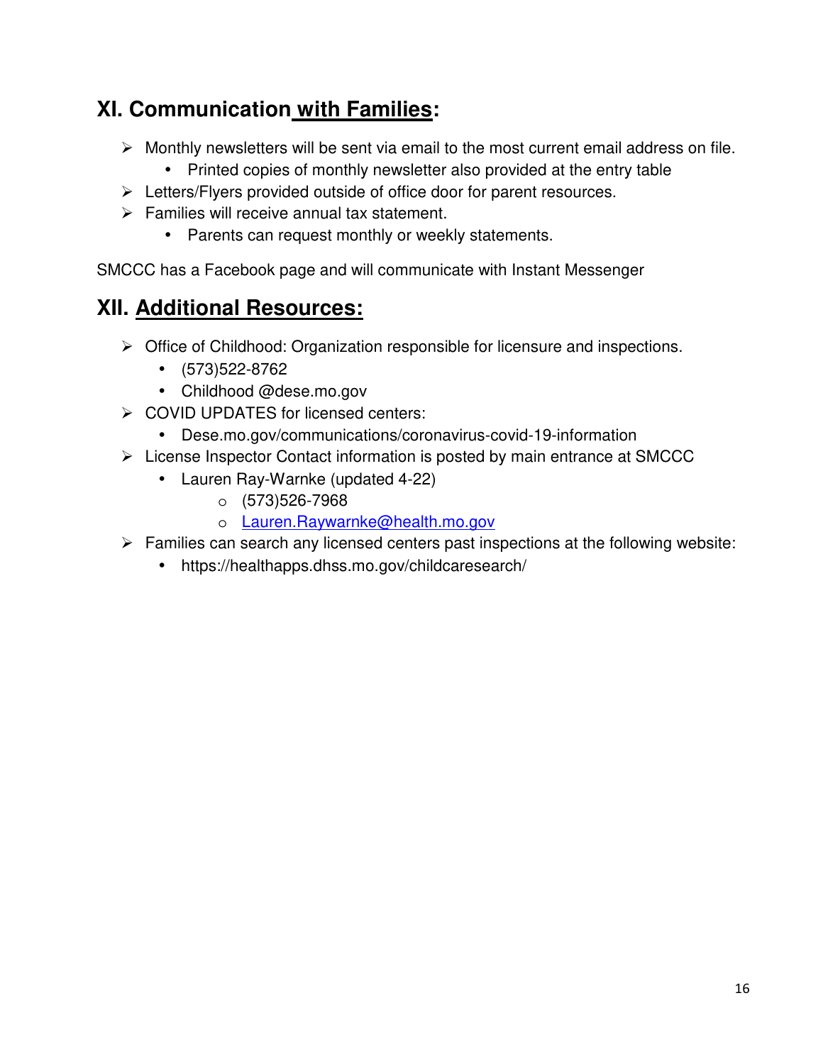## XI. Communication with Families:

- Monthly newsletters will be sent via email to the most current email address on file.
  - Printed copies of monthly newsletter also provided at the entry table
- Letters/Flyers provided outside of office door for parent resources.
- Families will receive annual tax statement.
  - Parents can request monthly or weekly statements.

SMCCC has a Facebook page and will communicate with Instant Messenger

## XII. Additional Resources:

- Office of Childhood: Organization responsible for licensure and inspections.
  - (573)522-8762
  - Childhood @dese.mo.gov
- COVID UPDATES for licensed centers:
  - Dese.mo.gov/communications/coronavirus-covid-19-information
- License Inspector Contact information is posted by main entrance at SMCCC
  - Lauren Ray-Warnke (updated 4-22)
    - (573)526-7968
    - Lauren.Raywarnke@health.mo.gov
- Families can search any licensed centers past inspections at the following website:
  - https://healthapps.dhss.mo.gov/childcaresearch/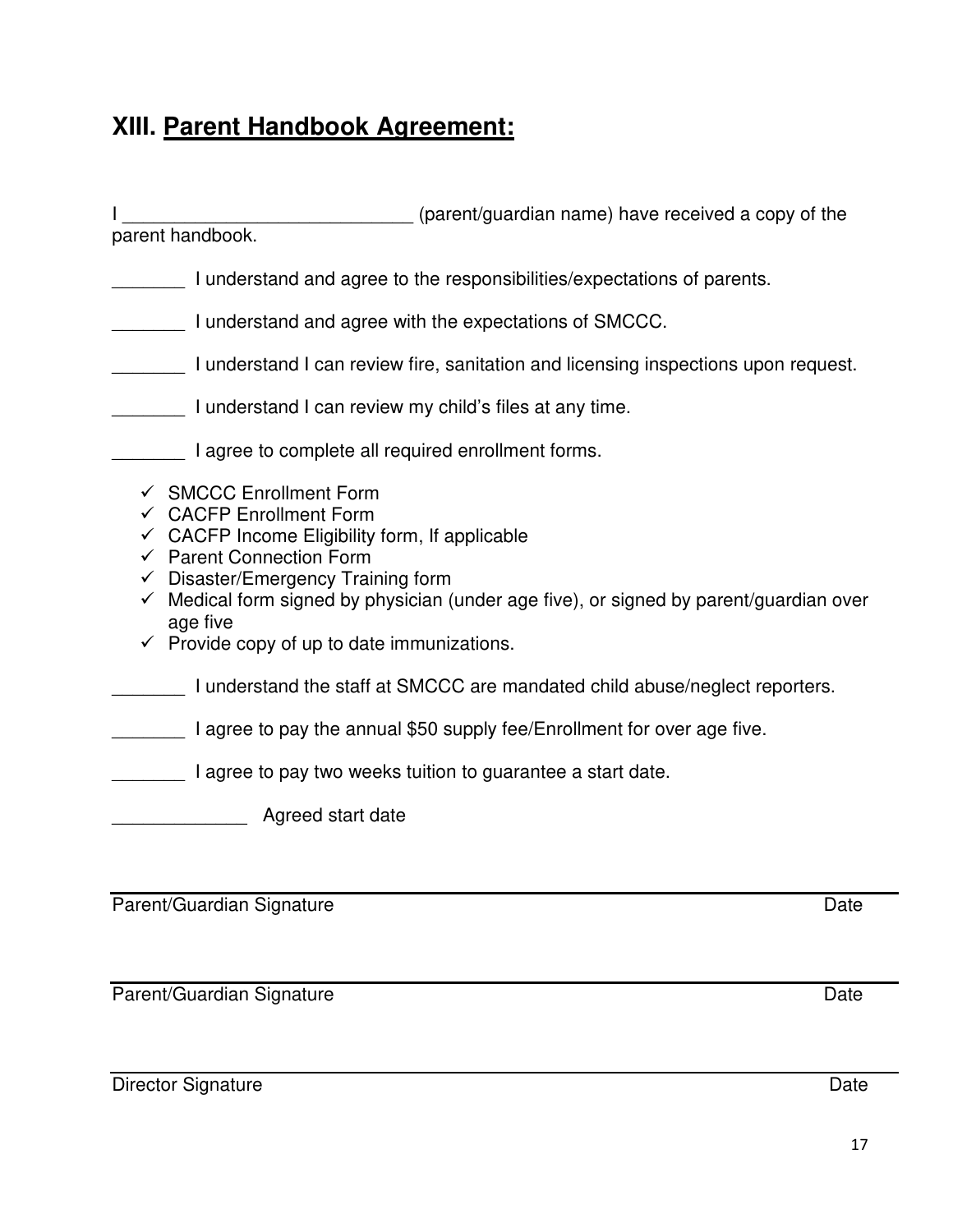## XIII. <u>Parent Handbook Agreement:</u>

I ____________________________ (parent/guardian name) have received a copy of the parent handbook.

_______ I understand and agree to the responsibilities/expectations of parents.

_______ I understand and agree with the expectations of SMCCC.

_______ I understand I can review fire, sanitation and licensing inspections upon request.

_______ I understand I can review my child's files at any time.

_______ I agree to complete all required enrollment forms.

- ✓ SMCCC Enrollment Form
- ✓ CACFP Enrollment Form
- ✓ CACFP Income Eligibility form, If applicable
- ✓ Parent Connection Form
- ✓ Disaster/Emergency Training form
- ✓ Medical form signed by physician (under age five), or signed by parent/guardian over age five
- ✓ Provide copy of up to date immunizations.

_______ I understand the staff at SMCCC are mandated child abuse/neglect reporters.

_______ I agree to pay the annual $50 supply fee/Enrollment for over age five.

_______ I agree to pay two weeks tuition to guarantee a start date.

_____________ Agreed start date

______________________________________________________________________

Parent/Guardian Signature Date

______________________________________________________________________

Parent/Guardian Signature Date

______________________________________________________________________

Director Signature Date